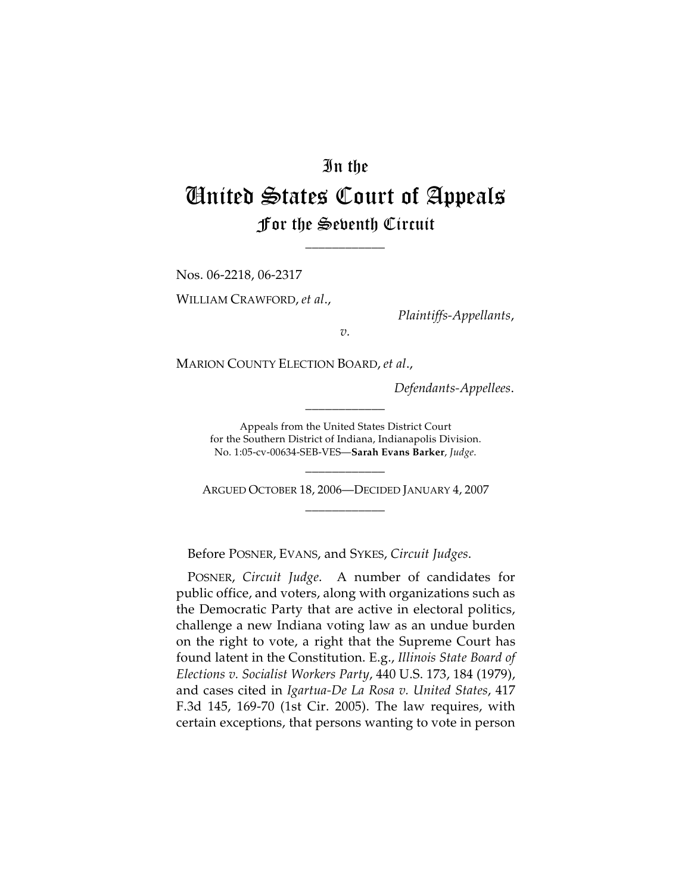# In the
# United States Court of Appeals
## For the Seventh Circuit

____________

Nos. 06-2218, 06-2317

WILLIAM CRAWFORD, *et al*.,

*Plaintiffs-Appellants*,

*v.*

MARION COUNTY ELECTION BOARD, *et al*.,

*Defendants-Appellees*.

____________

Appeals from the United States District Court
for the Southern District of Indiana, Indianapolis Division.
No. 1:05-cv-00634-SEB-VES—**Sarah Evans Barker**, *Judge*.

____________

ARGUED OCTOBER 18, 2006—DECIDED JANUARY 4, 2007

____________

Before POSNER, EVANS, and SYKES, *Circuit Judges*.

POSNER, *Circuit Judge*. A number of candidates for public office, and voters, along with organizations such as the Democratic Party that are active in electoral politics, challenge a new Indiana voting law as an undue burden on the right to vote, a right that the Supreme Court has found latent in the Constitution. E.g., *Illinois State Board of Elections v. Socialist Workers Party*, 440 U.S. 173, 184 (1979), and cases cited in *Igartua-De La Rosa v. United States*, 417 F.3d 145, 169-70 (1st Cir. 2005). The law requires, with certain exceptions, that persons wanting to vote in person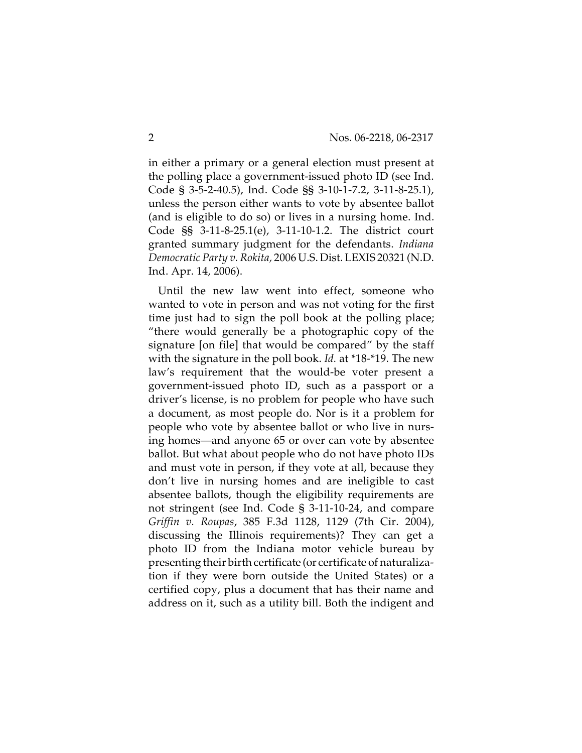in either a primary or a general election must present at the polling place a government-issued photo ID (see Ind. Code § 3-5-2-40.5), Ind. Code §§ 3-10-1-7.2, 3-11-8-25.1), unless the person either wants to vote by absentee ballot (and is eligible to do so) or lives in a nursing home. Ind. Code §§ 3-11-8-25.1(e), 3-11-10-1.2. The district court granted summary judgment for the defendants. *Indiana Democratic Party v. Rokita,* 2006 U.S. Dist. LEXIS 20321 (N.D. Ind. Apr. 14, 2006).

Until the new law went into effect, someone who wanted to vote in person and was not voting for the first time just had to sign the poll book at the polling place; "there would generally be a photographic copy of the signature [on file] that would be compared" by the staff with the signature in the poll book. *Id.* at *18-*19. The new law's requirement that the would-be voter present a government-issued photo ID, such as a passport or a driver's license, is no problem for people who have such a document, as most people do. Nor is it a problem for people who vote by absentee ballot or who live in nursing homes—and anyone 65 or over can vote by absentee ballot. But what about people who do not have photo IDs and must vote in person, if they vote at all, because they don't live in nursing homes and are ineligible to cast absentee ballots, though the eligibility requirements are not stringent (see Ind. Code § 3-11-10-24, and compare *Griffin v. Roupas*, 385 F.3d 1128, 1129 (7th Cir. 2004), discussing the Illinois requirements)? They can get a photo ID from the Indiana motor vehicle bureau by presenting their birth certificate (or certificate of naturalization if they were born outside the United States) or a certified copy, plus a document that has their name and address on it, such as a utility bill. Both the indigent and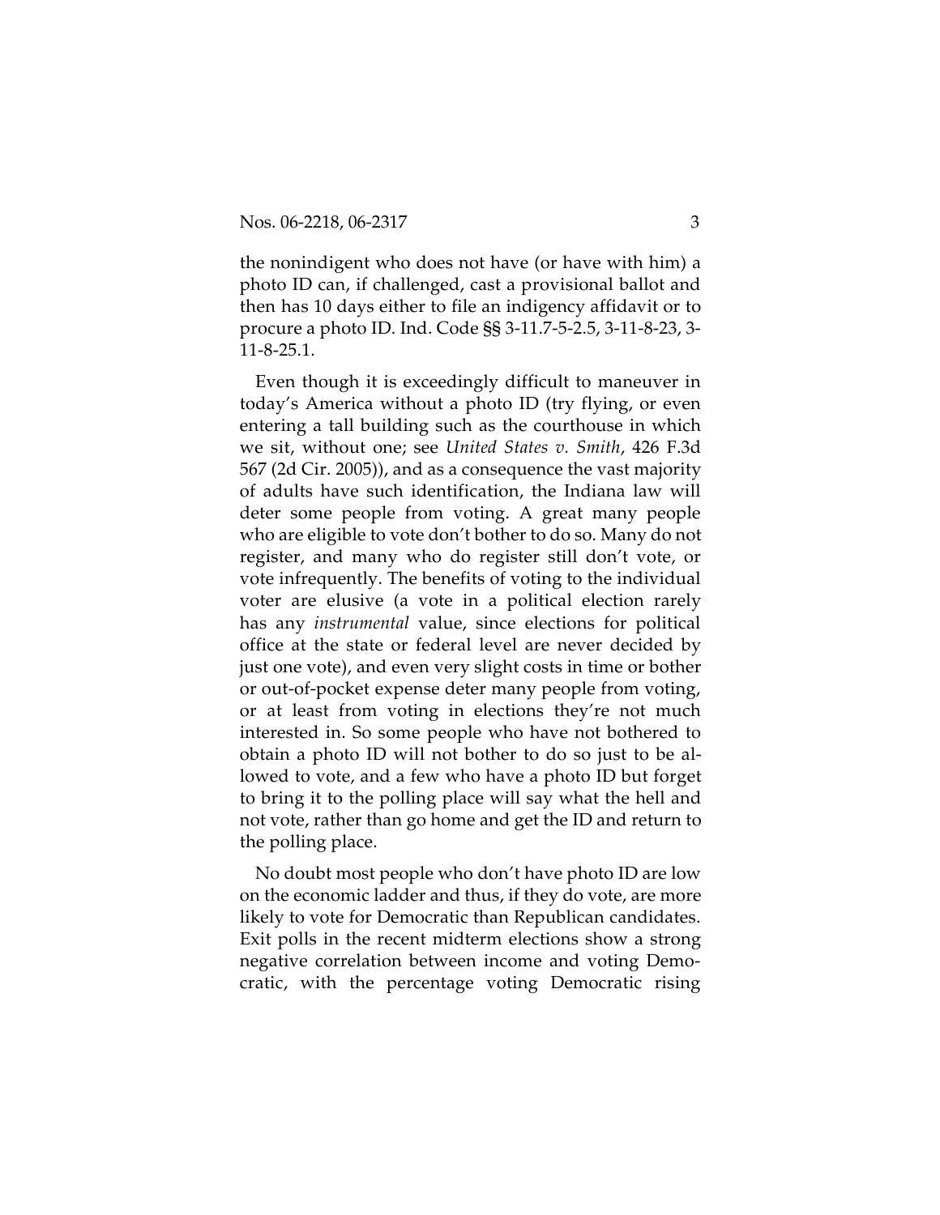the nonindigent who does not have (or have with him) a photo ID can, if challenged, cast a provisional ballot and then has 10 days either to file an indigency affidavit or to procure a photo ID. Ind. Code §§ 3-11.7-5-2.5, 3-11-8-23, 3-11-8-25.1.

Even though it is exceedingly difficult to maneuver in today's America without a photo ID (try flying, or even entering a tall building such as the courthouse in which we sit, without one; see *United States v. Smith*, 426 F.3d 567 (2d Cir. 2005)), and as a consequence the vast majority of adults have such identification, the Indiana law will deter some people from voting. A great many people who are eligible to vote don't bother to do so. Many do not register, and many who do register still don't vote, or vote infrequently. The benefits of voting to the individual voter are elusive (a vote in a political election rarely has any *instrumental* value, since elections for political office at the state or federal level are never decided by just one vote), and even very slight costs in time or bother or out-of-pocket expense deter many people from voting, or at least from voting in elections they're not much interested in. So some people who have not bothered to obtain a photo ID will not bother to do so just to be allowed to vote, and a few who have a photo ID but forget to bring it to the polling place will say what the hell and not vote, rather than go home and get the ID and return to the polling place.

No doubt most people who don't have photo ID are low on the economic ladder and thus, if they do vote, are more likely to vote for Democratic than Republican candidates. Exit polls in the recent midterm elections show a strong negative correlation between income and voting Democratic, with the percentage voting Democratic rising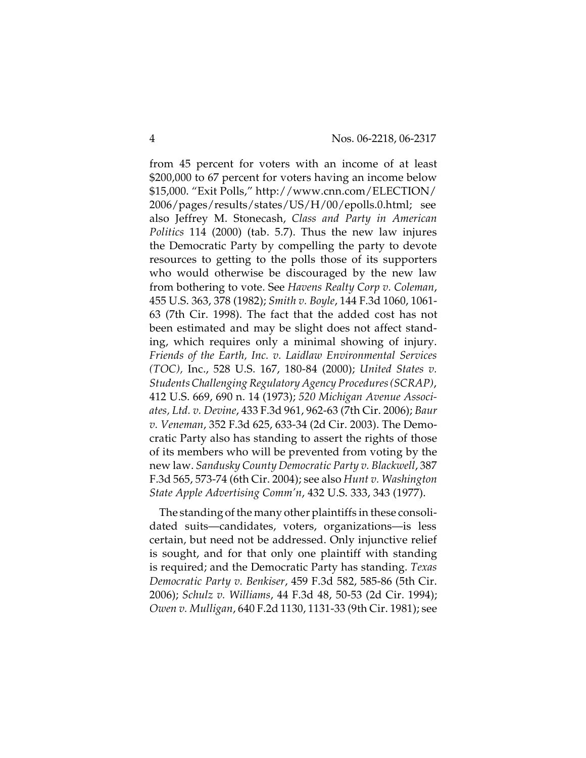from 45 percent for voters with an income of at least $200,000 to 67 percent for voters having an income below $15,000. "Exit Polls," http://www.cnn.com/ELECTION/2006/pages/results/states/US/H/00/epolls.0.html; see also Jeffrey M. Stonecash, *Class and Party in American Politics* 114 (2000) (tab. 5.7). Thus the new law injures the Democratic Party by compelling the party to devote resources to getting to the polls those of its supporters who would otherwise be discouraged by the new law from bothering to vote. See *Havens Realty Corp v. Coleman*, 455 U.S. 363, 378 (1982); *Smith v. Boyle*, 144 F.3d 1060, 1061-63 (7th Cir. 1998). The fact that the added cost has not been estimated and may be slight does not affect standing, which requires only a minimal showing of injury. *Friends of the Earth, Inc. v. Laidlaw Environmental Services (TOC),* Inc., 528 U.S. 167, 180-84 (2000); *United States v. Students Challenging Regulatory Agency Procedures (SCRAP)*, 412 U.S. 669, 690 n. 14 (1973); *520 Michigan Avenue Associates, Ltd. v. Devine*, 433 F.3d 961, 962-63 (7th Cir. 2006); *Baur v. Veneman*, 352 F.3d 625, 633-34 (2d Cir. 2003). The Democratic Party also has standing to assert the rights of those of its members who will be prevented from voting by the new law. *Sandusky County Democratic Party v. Blackwell*, 387 F.3d 565, 573-74 (6th Cir. 2004); see also *Hunt v. Washington State Apple Advertising Comm'n*, 432 U.S. 333, 343 (1977).

The standing of the many other plaintiffs in these consolidated suits—candidates, voters, organizations—is less certain, but need not be addressed. Only injunctive relief is sought, and for that only one plaintiff with standing is required; and the Democratic Party has standing. *Texas Democratic Party v. Benkiser*, 459 F.3d 582, 585-86 (5th Cir. 2006); *Schulz v. Williams*, 44 F.3d 48, 50-53 (2d Cir. 1994); *Owen v. Mulligan*, 640 F.2d 1130, 1131-33 (9th Cir. 1981); see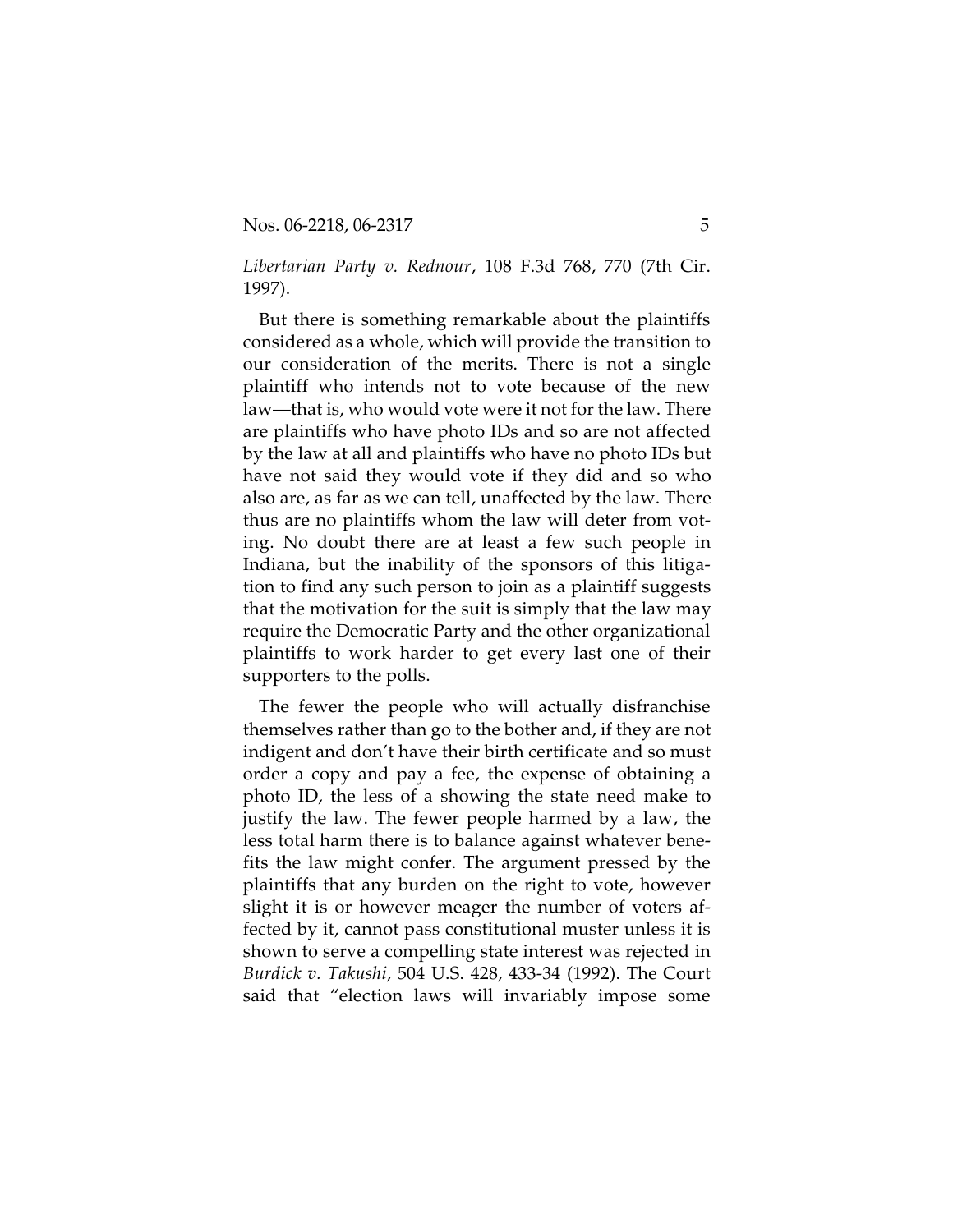*Libertarian Party v. Rednour*, 108 F.3d 768, 770 (7th Cir. 1997).

But there is something remarkable about the plaintiffs considered as a whole, which will provide the transition to our consideration of the merits. There is not a single plaintiff who intends not to vote because of the new law—that is, who would vote were it not for the law. There are plaintiffs who have photo IDs and so are not affected by the law at all and plaintiffs who have no photo IDs but have not said they would vote if they did and so who also are, as far as we can tell, unaffected by the law. There thus are no plaintiffs whom the law will deter from voting. No doubt there are at least a few such people in Indiana, but the inability of the sponsors of this litigation to find any such person to join as a plaintiff suggests that the motivation for the suit is simply that the law may require the Democratic Party and the other organizational plaintiffs to work harder to get every last one of their supporters to the polls.

The fewer the people who will actually disfranchise themselves rather than go to the bother and, if they are not indigent and don't have their birth certificate and so must order a copy and pay a fee, the expense of obtaining a photo ID, the less of a showing the state need make to justify the law. The fewer people harmed by a law, the less total harm there is to balance against whatever benefits the law might confer. The argument pressed by the plaintiffs that any burden on the right to vote, however slight it is or however meager the number of voters affected by it, cannot pass constitutional muster unless it is shown to serve a compelling state interest was rejected in *Burdick v. Takushi*, 504 U.S. 428, 433-34 (1992). The Court said that "election laws will invariably impose some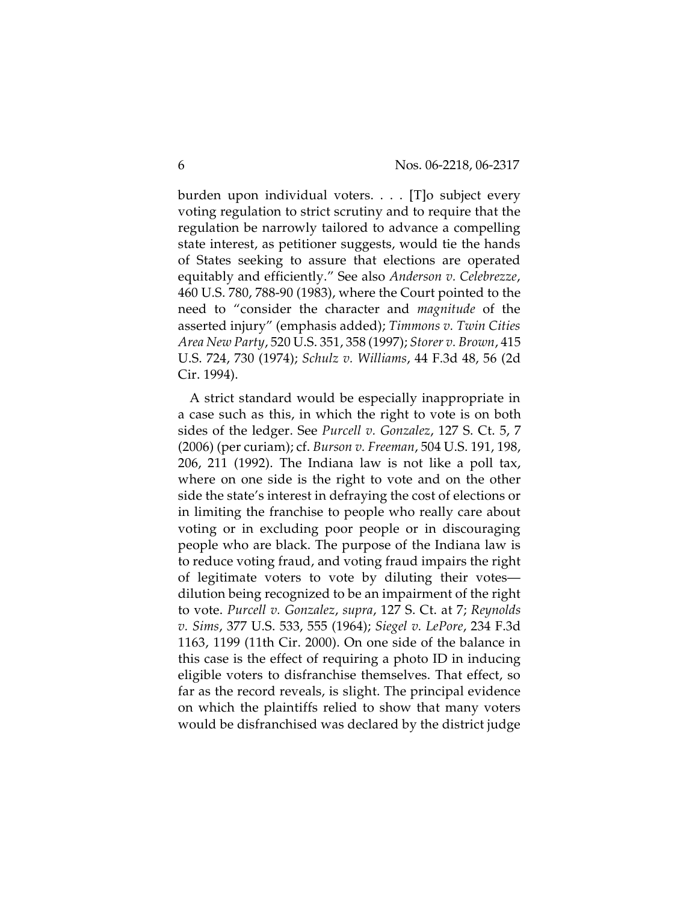burden upon individual voters. . . . [T]o subject every voting regulation to strict scrutiny and to require that the regulation be narrowly tailored to advance a compelling state interest, as petitioner suggests, would tie the hands of States seeking to assure that elections are operated equitably and efficiently." See also *Anderson v. Celebrezze*, 460 U.S. 780, 788-90 (1983), where the Court pointed to the need to "consider the character and *magnitude* of the asserted injury" (emphasis added); *Timmons v. Twin Cities Area New Party*, 520 U.S. 351, 358 (1997); *Storer v. Brown*, 415 U.S. 724, 730 (1974); *Schulz v. Williams*, 44 F.3d 48, 56 (2d Cir. 1994).

A strict standard would be especially inappropriate in a case such as this, in which the right to vote is on both sides of the ledger. See *Purcell v. Gonzalez*, 127 S. Ct. 5, 7 (2006) (per curiam); cf. *Burson v. Freeman*, 504 U.S. 191, 198, 206, 211 (1992). The Indiana law is not like a poll tax, where on one side is the right to vote and on the other side the state's interest in defraying the cost of elections or in limiting the franchise to people who really care about voting or in excluding poor people or in discouraging people who are black. The purpose of the Indiana law is to reduce voting fraud, and voting fraud impairs the right of legitimate voters to vote by diluting their votes—dilution being recognized to be an impairment of the right to vote. *Purcell v. Gonzalez*, *supra*, 127 S. Ct. at 7; *Reynolds v. Sims*, 377 U.S. 533, 555 (1964); *Siegel v. LePore*, 234 F.3d 1163, 1199 (11th Cir. 2000). On one side of the balance in this case is the effect of requiring a photo ID in inducing eligible voters to disfranchise themselves. That effect, so far as the record reveals, is slight. The principal evidence on which the plaintiffs relied to show that many voters would be disfranchised was declared by the district judge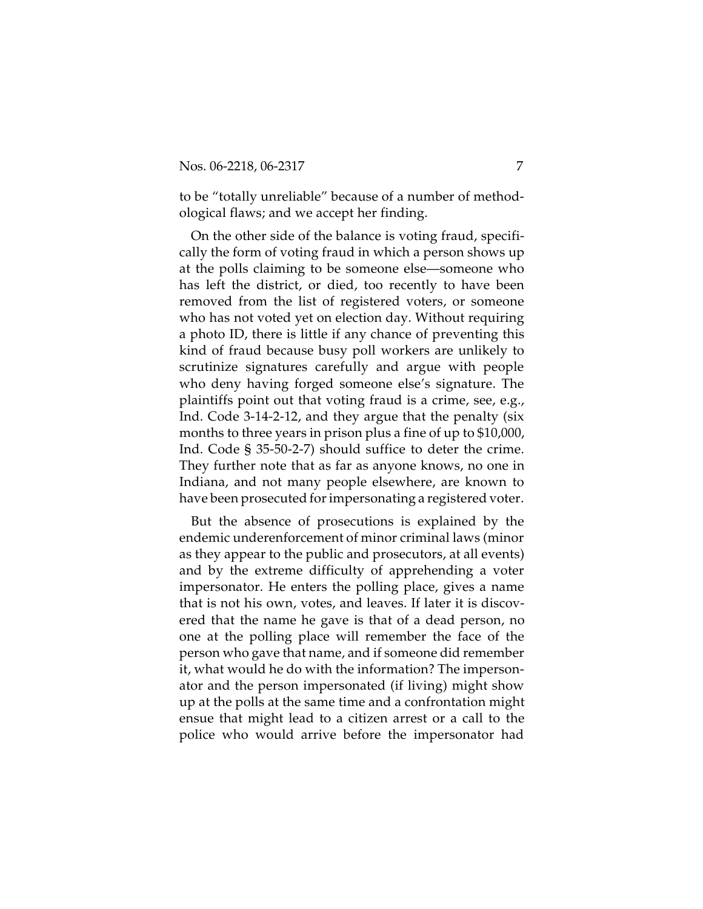to be "totally unreliable" because of a number of methodological flaws; and we accept her finding.

On the other side of the balance is voting fraud, specifically the form of voting fraud in which a person shows up at the polls claiming to be someone else—someone who has left the district, or died, too recently to have been removed from the list of registered voters, or someone who has not voted yet on election day. Without requiring a photo ID, there is little if any chance of preventing this kind of fraud because busy poll workers are unlikely to scrutinize signatures carefully and argue with people who deny having forged someone else's signature. The plaintiffs point out that voting fraud is a crime, see, e.g., Ind. Code 3-14-2-12, and they argue that the penalty (six months to three years in prison plus a fine of up to $10,000, Ind. Code § 35-50-2-7) should suffice to deter the crime. They further note that as far as anyone knows, no one in Indiana, and not many people elsewhere, are known to have been prosecuted for impersonating a registered voter.

But the absence of prosecutions is explained by the endemic underenforcement of minor criminal laws (minor as they appear to the public and prosecutors, at all events) and by the extreme difficulty of apprehending a voter impersonator. He enters the polling place, gives a name that is not his own, votes, and leaves. If later it is discovered that the name he gave is that of a dead person, no one at the polling place will remember the face of the person who gave that name, and if someone did remember it, what would he do with the information? The impersonator and the person impersonated (if living) might show up at the polls at the same time and a confrontation might ensue that might lead to a citizen arrest or a call to the police who would arrive before the impersonator had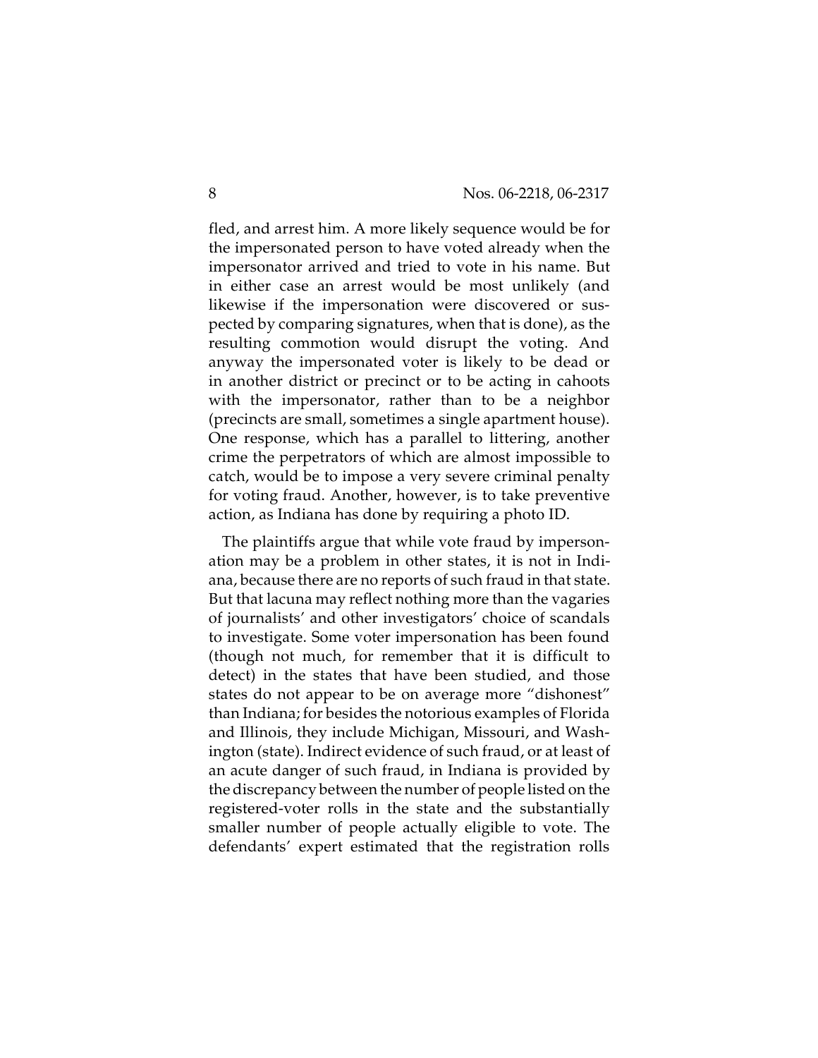fled, and arrest him. A more likely sequence would be for the impersonated person to have voted already when the impersonator arrived and tried to vote in his name. But in either case an arrest would be most unlikely (and likewise if the impersonation were discovered or suspected by comparing signatures, when that is done), as the resulting commotion would disrupt the voting. And anyway the impersonated voter is likely to be dead or in another district or precinct or to be acting in cahoots with the impersonator, rather than to be a neighbor (precincts are small, sometimes a single apartment house). One response, which has a parallel to littering, another crime the perpetrators of which are almost impossible to catch, would be to impose a very severe criminal penalty for voting fraud. Another, however, is to take preventive action, as Indiana has done by requiring a photo ID.

The plaintiffs argue that while vote fraud by impersonation may be a problem in other states, it is not in Indiana, because there are no reports of such fraud in that state. But that lacuna may reflect nothing more than the vagaries of journalists' and other investigators' choice of scandals to investigate. Some voter impersonation has been found (though not much, for remember that it is difficult to detect) in the states that have been studied, and those states do not appear to be on average more "dishonest" than Indiana; for besides the notorious examples of Florida and Illinois, they include Michigan, Missouri, and Washington (state). Indirect evidence of such fraud, or at least of an acute danger of such fraud, in Indiana is provided by the discrepancy between the number of people listed on the registered-voter rolls in the state and the substantially smaller number of people actually eligible to vote. The defendants' expert estimated that the registration rolls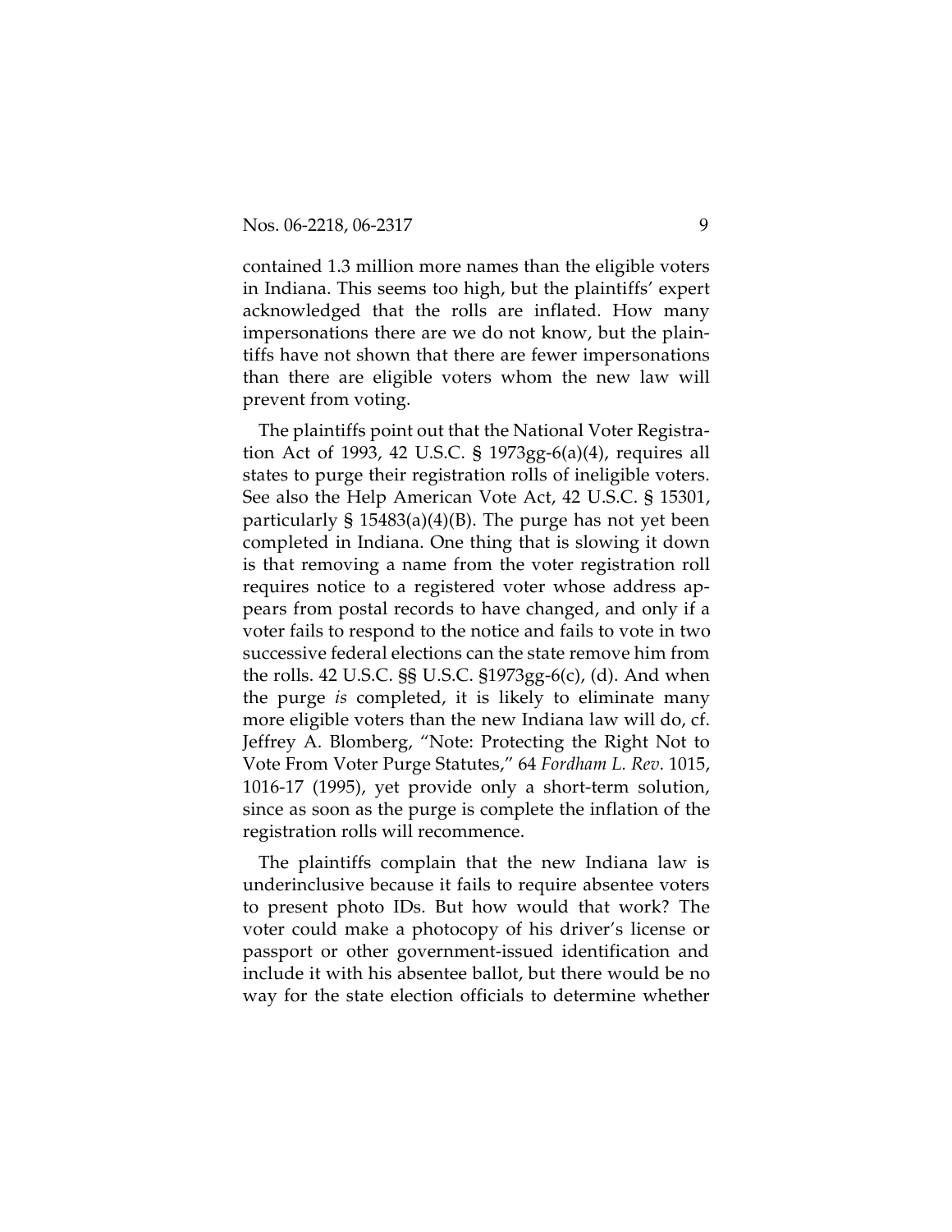contained 1.3 million more names than the eligible voters in Indiana. This seems too high, but the plaintiffs' expert acknowledged that the rolls are inflated. How many impersonations there are we do not know, but the plaintiffs have not shown that there are fewer impersonations than there are eligible voters whom the new law will prevent from voting.

The plaintiffs point out that the National Voter Registration Act of 1993, 42 U.S.C. § 1973gg-6(a)(4), requires all states to purge their registration rolls of ineligible voters. See also the Help American Vote Act, 42 U.S.C. § 15301, particularly § 15483(a)(4)(B). The purge has not yet been completed in Indiana. One thing that is slowing it down is that removing a name from the voter registration roll requires notice to a registered voter whose address appears from postal records to have changed, and only if a voter fails to respond to the notice and fails to vote in two successive federal elections can the state remove him from the rolls. 42 U.S.C. §§ U.S.C. §1973gg-6(c), (d). And when the purge *is* completed, it is likely to eliminate many more eligible voters than the new Indiana law will do, cf. Jeffrey A. Blomberg, "Note: Protecting the Right Not to Vote From Voter Purge Statutes," 64 *Fordham L. Rev*. 1015, 1016-17 (1995), yet provide only a short-term solution, since as soon as the purge is complete the inflation of the registration rolls will recommence.

The plaintiffs complain that the new Indiana law is underinclusive because it fails to require absentee voters to present photo IDs. But how would that work? The voter could make a photocopy of his driver's license or passport or other government-issued identification and include it with his absentee ballot, but there would be no way for the state election officials to determine whether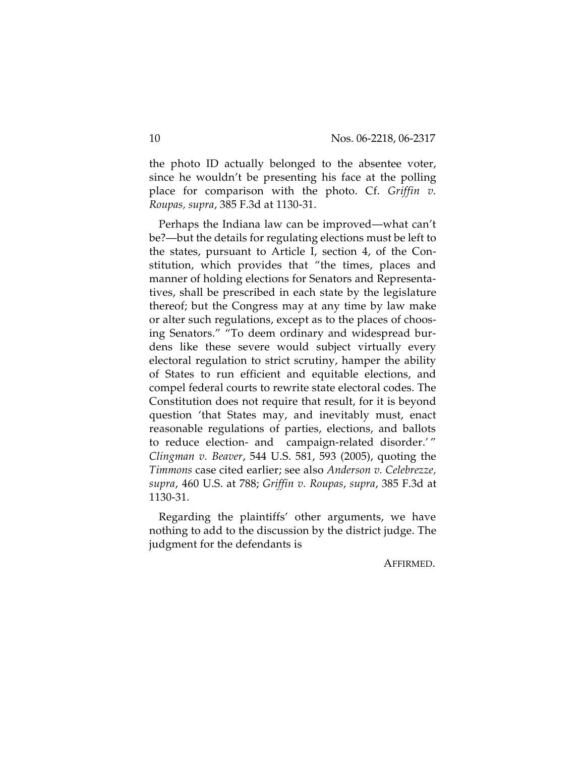the photo ID actually belonged to the absentee voter, since he wouldn't be presenting his face at the polling place for comparison with the photo. Cf. *Griffin v. Roupas, supra*, 385 F.3d at 1130-31.

Perhaps the Indiana law can be improved—what can't be?—but the details for regulating elections must be left to the states, pursuant to Article I, section 4, of the Constitution, which provides that "the times, places and manner of holding elections for Senators and Representatives, shall be prescribed in each state by the legislature thereof; but the Congress may at any time by law make or alter such regulations, except as to the places of choosing Senators." "To deem ordinary and widespread burdens like these severe would subject virtually every electoral regulation to strict scrutiny, hamper the ability of States to run efficient and equitable elections, and compel federal courts to rewrite state electoral codes. The Constitution does not require that result, for it is beyond question 'that States may, and inevitably must, enact reasonable regulations of parties, elections, and ballots to reduce election- and campaign-related disorder.'" *Clingman v. Beaver*, 544 U.S. 581, 593 (2005), quoting the *Timmons* case cited earlier; see also *Anderson v. Celebrezze, supra*, 460 U.S. at 788; *Griffin v. Roupas*, *supra*, 385 F.3d at 1130-31.

Regarding the plaintiffs' other arguments, we have nothing to add to the discussion by the district judge. The judgment for the defendants is

AFFIRMED.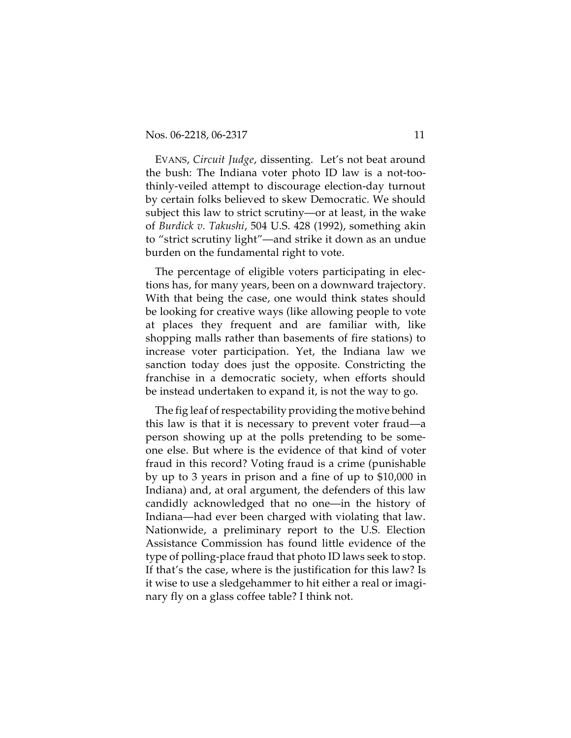EVANS, *Circuit Judge*, dissenting. Let's not beat around the bush: The Indiana voter photo ID law is a not-too-thinly-veiled attempt to discourage election-day turnout by certain folks believed to skew Democratic. We should subject this law to strict scrutiny—or at least, in the wake of *Burdick v. Takushi*, 504 U.S. 428 (1992), something akin to "strict scrutiny light"—and strike it down as an undue burden on the fundamental right to vote.

The percentage of eligible voters participating in elections has, for many years, been on a downward trajectory. With that being the case, one would think states should be looking for creative ways (like allowing people to vote at places they frequent and are familiar with, like shopping malls rather than basements of fire stations) to increase voter participation. Yet, the Indiana law we sanction today does just the opposite. Constricting the franchise in a democratic society, when efforts should be instead undertaken to expand it, is not the way to go.

The fig leaf of respectability providing the motive behind this law is that it is necessary to prevent voter fraud—a person showing up at the polls pretending to be someone else. But where is the evidence of that kind of voter fraud in this record? Voting fraud is a crime (punishable by up to 3 years in prison and a fine of up to $10,000 in Indiana) and, at oral argument, the defenders of this law candidly acknowledged that no one—in the history of Indiana—had ever been charged with violating that law. Nationwide, a preliminary report to the U.S. Election Assistance Commission has found little evidence of the type of polling-place fraud that photo ID laws seek to stop. If that's the case, where is the justification for this law? Is it wise to use a sledgehammer to hit either a real or imaginary fly on a glass coffee table? I think not.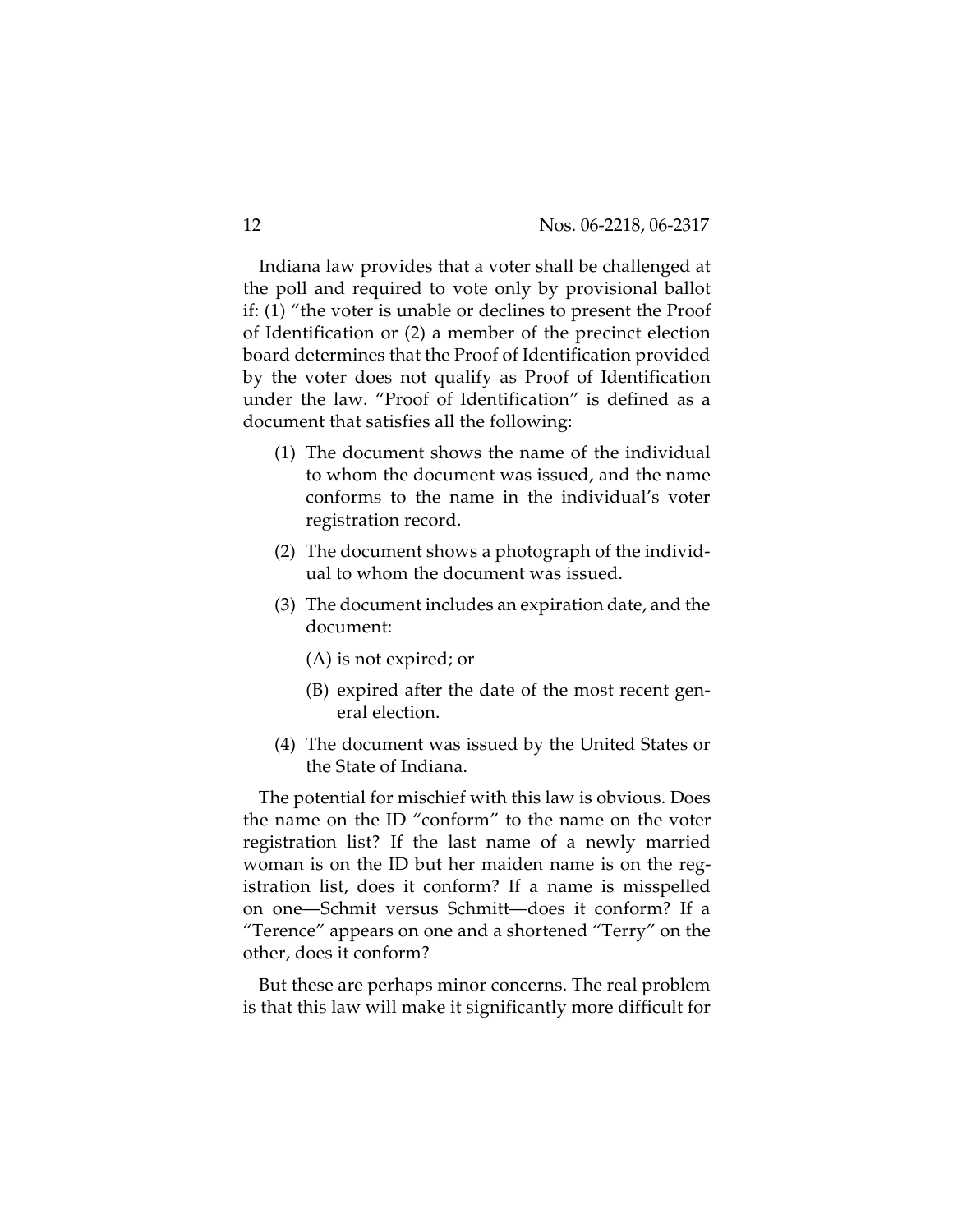Indiana law provides that a voter shall be challenged at the poll and required to vote only by provisional ballot if: (1) "the voter is unable or declines to present the Proof of Identification or (2) a member of the precinct election board determines that the Proof of Identification provided by the voter does not qualify as Proof of Identification under the law. "Proof of Identification" is defined as a document that satisfies all the following:

(1) The document shows the name of the individual to whom the document was issued, and the name conforms to the name in the individual's voter registration record.

(2) The document shows a photograph of the individual to whom the document was issued.

(3) The document includes an expiration date, and the document:

  (A) is not expired; or

  (B) expired after the date of the most recent general election.

(4) The document was issued by the United States or the State of Indiana.

The potential for mischief with this law is obvious. Does the name on the ID "conform" to the name on the voter registration list? If the last name of a newly married woman is on the ID but her maiden name is on the registration list, does it conform? If a name is misspelled on one—Schmit versus Schmitt—does it conform? If a "Terence" appears on one and a shortened "Terry" on the other, does it conform?

But these are perhaps minor concerns. The real problem is that this law will make it significantly more difficult for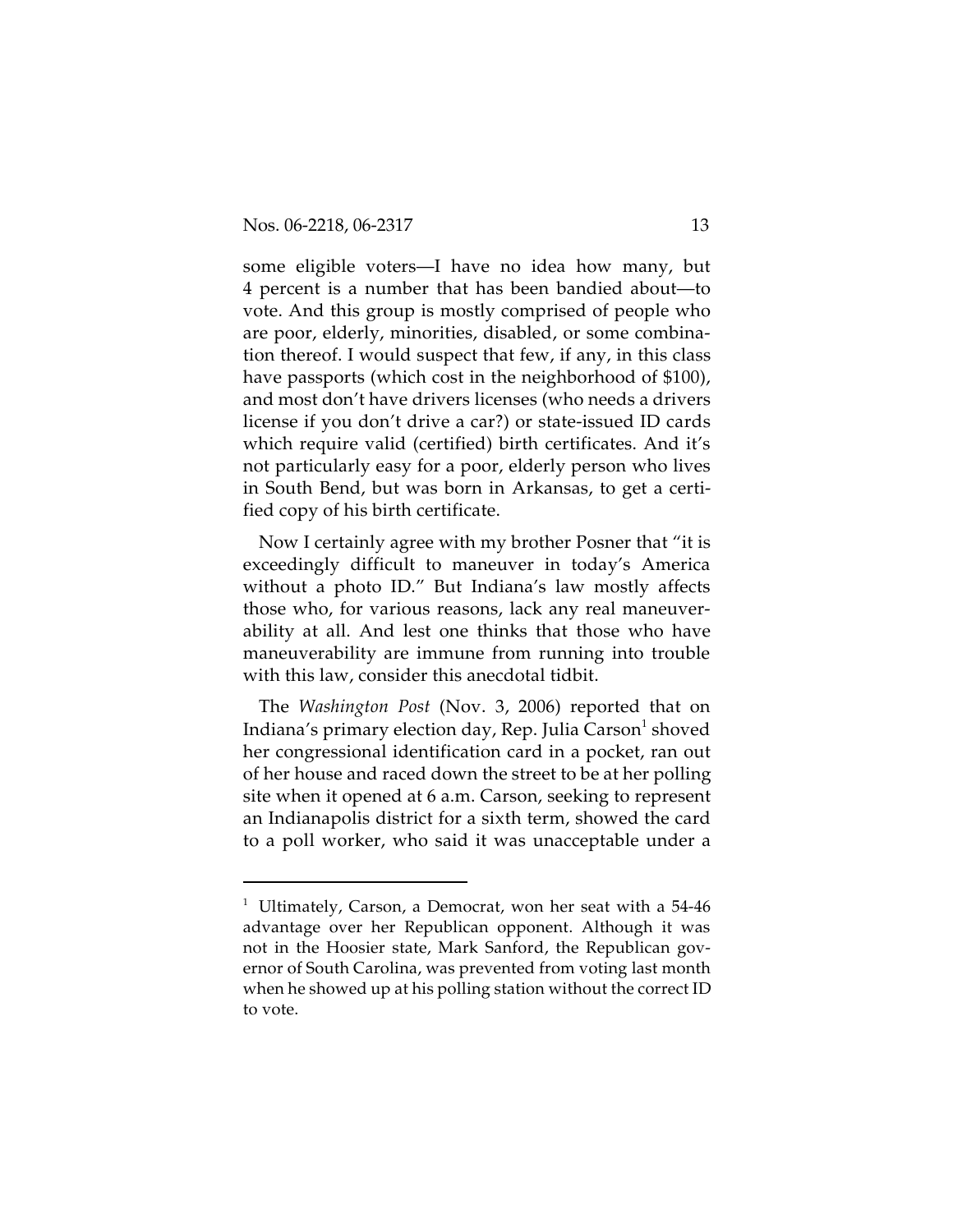some eligible voters—I have no idea how many, but 4 percent is a number that has been bandied about—to vote. And this group is mostly comprised of people who are poor, elderly, minorities, disabled, or some combination thereof. I would suspect that few, if any, in this class have passports (which cost in the neighborhood of $100), and most don't have drivers licenses (who needs a drivers license if you don't drive a car?) or state-issued ID cards which require valid (certified) birth certificates. And it's not particularly easy for a poor, elderly person who lives in South Bend, but was born in Arkansas, to get a certified copy of his birth certificate.

Now I certainly agree with my brother Posner that "it is exceedingly difficult to maneuver in today's America without a photo ID." But Indiana's law mostly affects those who, for various reasons, lack any real maneuverability at all. And lest one thinks that those who have maneuverability are immune from running into trouble with this law, consider this anecdotal tidbit.

The *Washington Post* (Nov. 3, 2006) reported that on Indiana's primary election day, Rep. Julia Carson[1] shoved her congressional identification card in a pocket, ran out of her house and raced down the street to be at her polling site when it opened at 6 a.m. Carson, seeking to represent an Indianapolis district for a sixth term, showed the card to a poll worker, who said it was unacceptable under a

---

[1] Ultimately, Carson, a Democrat, won her seat with a 54-46 advantage over her Republican opponent. Although it was not in the Hoosier state, Mark Sanford, the Republican governor of South Carolina, was prevented from voting last month when he showed up at his polling station without the correct ID to vote.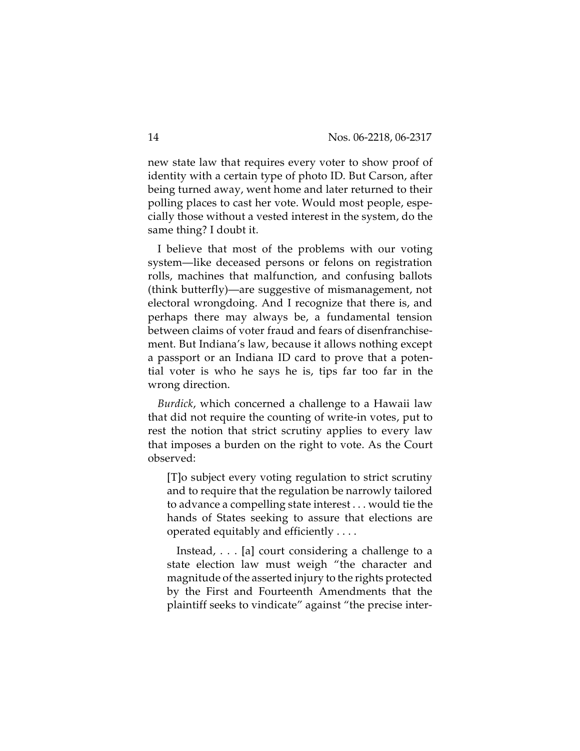new state law that requires every voter to show proof of identity with a certain type of photo ID. But Carson, after being turned away, went home and later returned to their polling places to cast her vote. Would most people, especially those without a vested interest in the system, do the same thing? I doubt it.

I believe that most of the problems with our voting system—like deceased persons or felons on registration rolls, machines that malfunction, and confusing ballots (think butterfly)—are suggestive of mismanagement, not electoral wrongdoing. And I recognize that there is, and perhaps there may always be, a fundamental tension between claims of voter fraud and fears of disenfranchisement. But Indiana's law, because it allows nothing except a passport or an Indiana ID card to prove that a potential voter is who he says he is, tips far too far in the wrong direction.

*Burdick*, which concerned a challenge to a Hawaii law that did not require the counting of write-in votes, put to rest the notion that strict scrutiny applies to every law that imposes a burden on the right to vote. As the Court observed:

> [T]o subject every voting regulation to strict scrutiny and to require that the regulation be narrowly tailored to advance a compelling state interest . . . would tie the hands of States seeking to assure that elections are operated equitably and efficiently . . . .
>
> Instead, . . . [a] court considering a challenge to a state election law must weigh "the character and magnitude of the asserted injury to the rights protected by the First and Fourteenth Amendments that the plaintiff seeks to vindicate" against "the precise inter-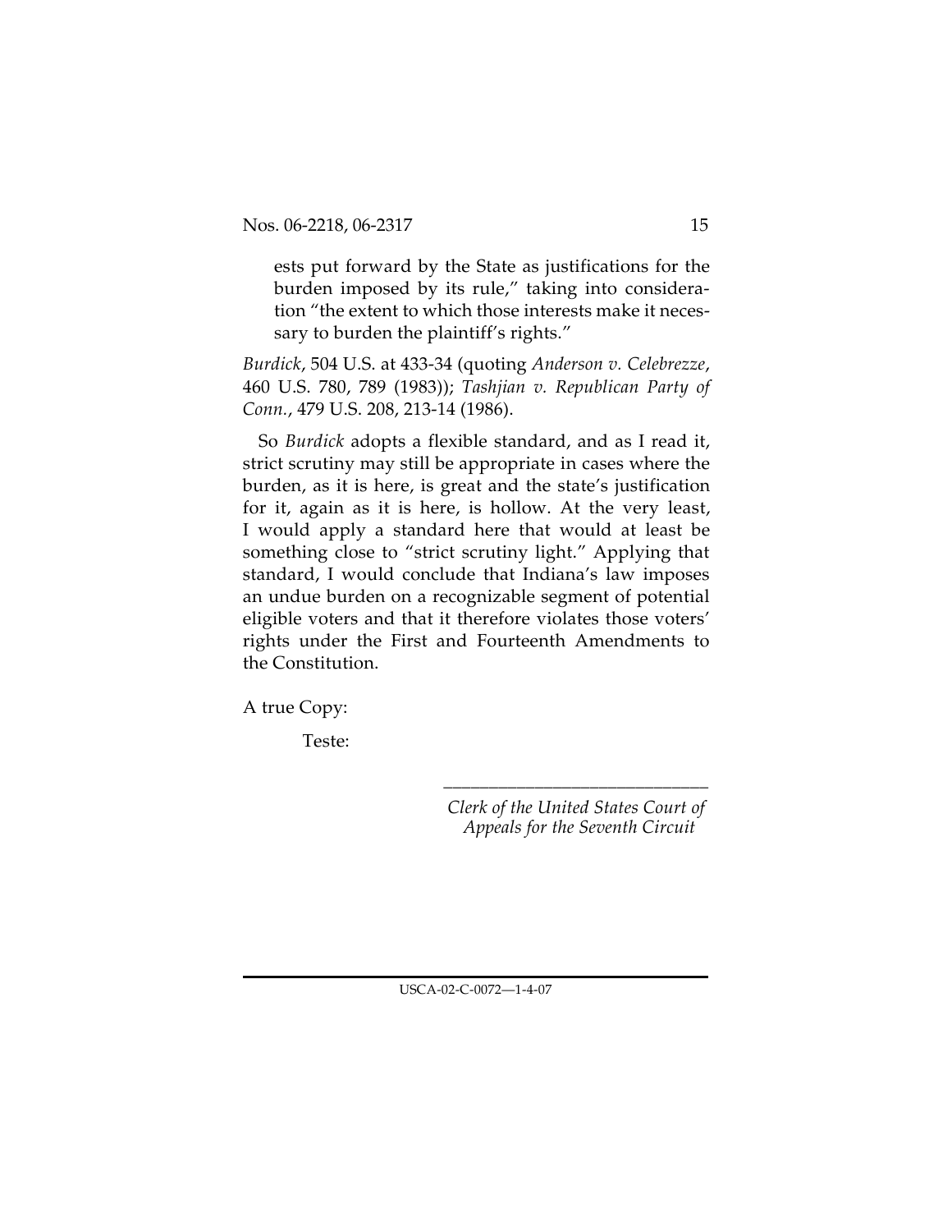ests put forward by the State as justifications for the burden imposed by its rule," taking into consideration "the extent to which those interests make it necessary to burden the plaintiff's rights."

*Burdick*, 504 U.S. at 433-34 (quoting *Anderson v. Celebrezze*, 460 U.S. 780, 789 (1983)); *Tashjian v. Republican Party of Conn.*, 479 U.S. 208, 213-14 (1986).

So *Burdick* adopts a flexible standard, and as I read it, strict scrutiny may still be appropriate in cases where the burden, as it is here, is great and the state's justification for it, again as it is here, is hollow. At the very least, I would apply a standard here that would at least be something close to "strict scrutiny light." Applying that standard, I would conclude that Indiana's law imposes an undue burden on a recognizable segment of potential eligible voters and that it therefore violates those voters' rights under the First and Fourteenth Amendments to the Constitution.

A true Copy:

Teste:

\_\_\_\_\_\_\_\_\_\_\_\_\_\_\_\_\_\_\_\_\_\_\_\_\_\_\_\_\_\_

*Clerk of the United States Court of Appeals for the Seventh Circuit*

USCA-02-C-0072—1-4-07